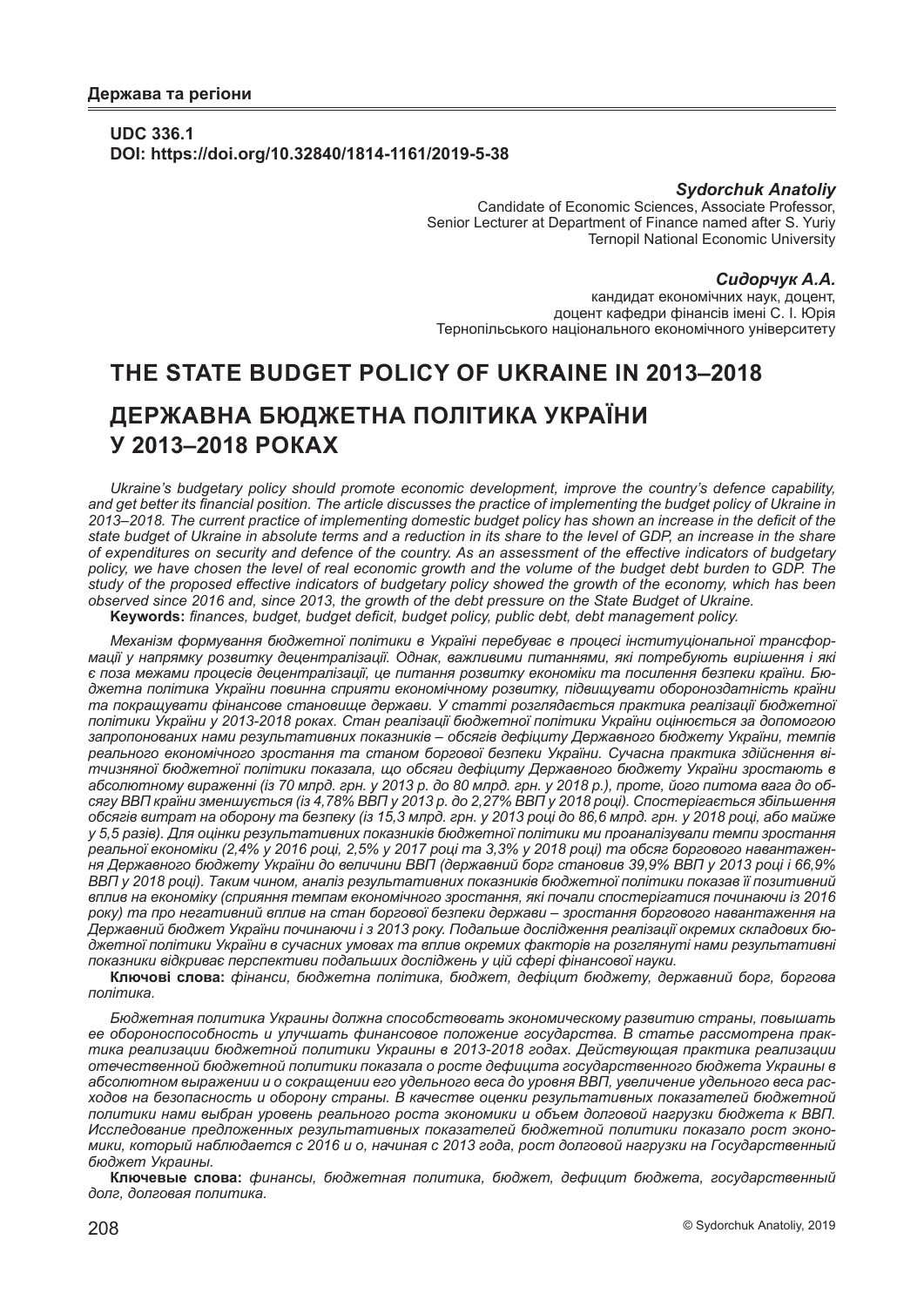UDC 336.1
DOI: https://doi.org/10.32840/1814-1161/2019-5-38

***Sydorchuk Anatoliy***
Candidate of Economic Sciences, Associate Professor,
Senior Lecturer at Department of Finance named after S. Yuriy
Ternopil National Economic University

***Сидорчук А.А.***
кандидат економічних наук, доцент,
доцент кафедри фінансів імені С. І. Юрія
Тернопільського національного економічного університету

# THE STATE BUDGET POLICY OF UKRAINE IN 2013–2018

# ДЕРЖАВНА БЮДЖЕТНА ПОЛІТИКА УКРАЇНИ У 2013–2018 РОКАХ

*Ukraine's budgetary policy should promote economic development, improve the country's defence capability, and get better its financial position. The article discusses the practice of implementing the budget policy of Ukraine in 2013–2018. The current practice of implementing domestic budget policy has shown an increase in the deficit of the state budget of Ukraine in absolute terms and a reduction in its share to the level of GDP, an increase in the share of expenditures on security and defence of the country. As an assessment of the effective indicators of budgetary policy, we have chosen the level of real economic growth and the volume of the budget debt burden to GDP. The study of the proposed effective indicators of budgetary policy showed the growth of the economy, which has been observed since 2016 and, since 2013, the growth of the debt pressure on the State Budget of Ukraine.*

**Keywords:** *finances, budget, budget deficit, budget policy, public debt, debt management policy.*

*Механізм формування бюджетної політики в Україні перебуває в процесі інституціональної трансформації у напрямку розвитку децентралізації. Однак, важливими питаннями, які потребують вирішення і які є поза межами процесів децентралізації, це питання розвитку економіки та посилення безпеки країни. Бюджетна політика України повинна сприяти економічному розвитку, підвищувати обороноздатність країни та покращувати фінансове становище держави. У статті розглядається практика реалізації бюджетної політики України у 2013-2018 роках. Стан реалізації бюджетної політики України оцінюється за допомогою запропонованих нами результативних показників – обсягів дефіциту Державного бюджету України, темпів реального економічного зростання та станом боргової безпеки України. Сучасна практика здійснення вітчизняної бюджетної політики показала, що обсяги дефіциту Державного бюджету України зростають в абсолютному вираженні (із 70 млрд. грн. у 2013 р. до 80 млрд. грн. у 2018 р.), проте, його питома вага до обсягу ВВП країни зменшується (із 4,78% ВВП у 2013 р. до 2,27% ВВП у 2018 році). Спостерігається збільшення обсягів витрат на оборону та безпеку (із 15,3 млрд. грн. у 2013 році до 86,6 млрд. грн. у 2018 році, або майже у 5,5 разів). Для оцінки результативних показників бюджетної політики ми проаналізували темпи зростання реальної економіки (2,4% у 2016 році, 2,5% у 2017 році та 3,3% у 2018 році) та обсяг боргового навантаження Державного бюджету України до величини ВВП (державний борг становив 39,9% ВВП у 2013 році і 66,9% ВВП у 2018 році). Таким чином, аналіз результативних показників бюджетної політики показав її позитивний вплив на економіку (сприяння темпам економічного зростання, які почали спостерігатися починаючи із 2016 року) та про негативний вплив на стан боргової безпеки держави – зростання боргового навантаження на Державний бюджет України починаючи і з 2013 року. Подальше дослідження реалізації окремих складових бюджетної політики України в сучасних умовах та вплив окремих факторів на розглянуті нами результативні показники відкриває перспективи подальших досліджень у цій сфері фінансової науки.*

**Ключові слова:** *фінанси, бюджетна політика, бюджет, дефіцит бюджету, державний борг, боргова політика.*

*Бюджетная политика Украины должна способствовать экономическому развитию страны, повышать ее обороноспособность и улучшать финансовое положение государства. В статье рассмотрена практика реализации бюджетной политики Украины в 2013-2018 годах. Действующая практика реализации отечественной бюджетной политики показала о росте дефицита государственного бюджета Украины в абсолютном выражении и о сокращении его удельного веса до уровня ВВП, увеличение удельного веса расходов на безопасность и оборону страны. В качестве оценки результативных показателей бюджетной политики нами выбран уровень реального роста экономики и объем долговой нагрузки бюджета к ВВП. Исследование предложенных результативных показателей бюджетной политики показало рост экономики, который наблюдается с 2016 и о, начиная с 2013 года, рост долговой нагрузки на Государственный бюджет Украины.*

**Ключевые слова:** *финансы, бюджетная политика, бюджет, дефицит бюджета, государственный долг, долговая политика.*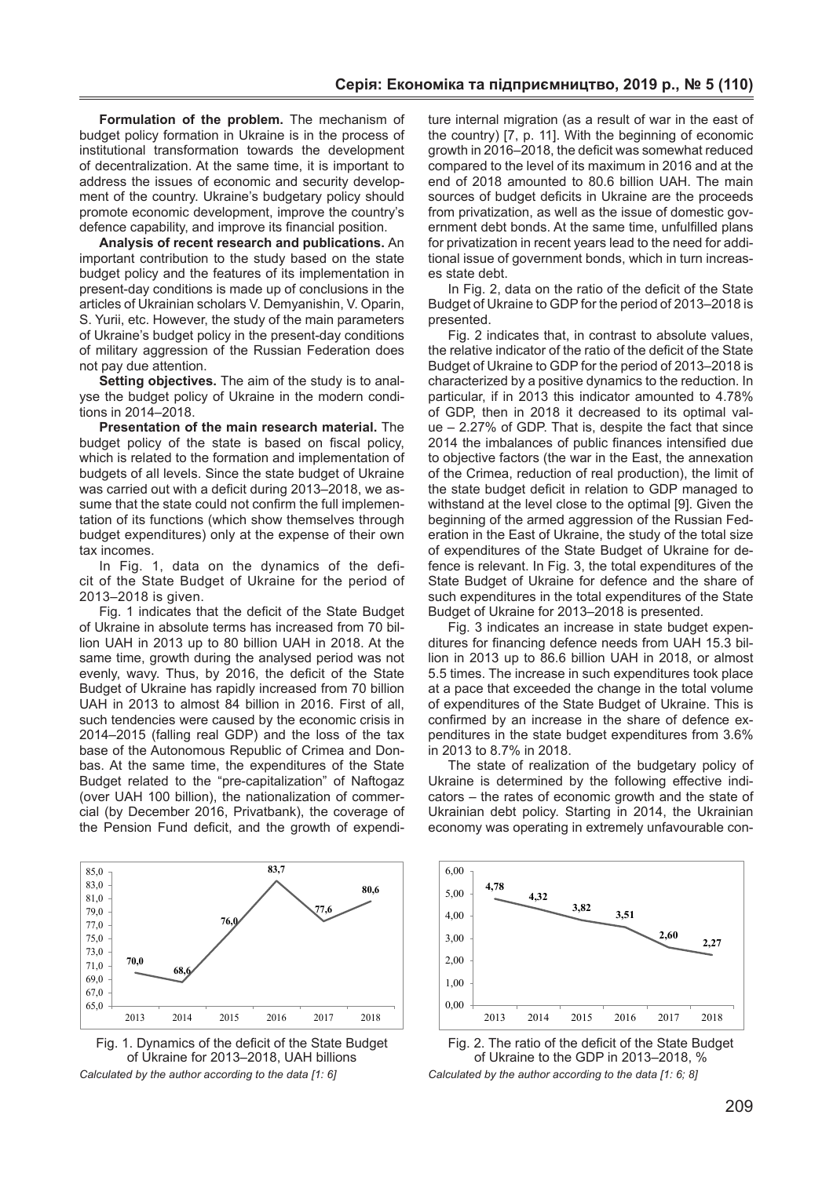**Formulation of the problem.** The mechanism of budget policy formation in Ukraine is in the process of institutional transformation towards the development of decentralization. At the same time, it is important to address the issues of economic and security development of the country. Ukraine's budgetary policy should promote economic development, improve the country's defence capability, and improve its financial position.

**Analysis of recent research and publications.** An important contribution to the study based on the state budget policy and the features of its implementation in present-day conditions is made up of conclusions in the articles of Ukrainian scholars V. Demyanishin, V. Oparin, S. Yurii, etc. However, the study of the main parameters of Ukraine's budget policy in the present-day conditions of military aggression of the Russian Federation does not pay due attention.

**Setting objectives.** The aim of the study is to analyse the budget policy of Ukraine in the modern conditions in 2014–2018.

**Presentation of the main research material.** The budget policy of the state is based on fiscal policy, which is related to the formation and implementation of budgets of all levels. Since the state budget of Ukraine was carried out with a deficit during 2013–2018, we assume that the state could not confirm the full implementation of its functions (which show themselves through budget expenditures) only at the expense of their own tax incomes.

In Fig. 1, data on the dynamics of the deficit of the State Budget of Ukraine for the period of 2013–2018 is given.

Fig. 1 indicates that the deficit of the State Budget of Ukraine in absolute terms has increased from 70 billion UAH in 2013 up to 80 billion UAH in 2018. At the same time, growth during the analysed period was not evenly, wavy. Thus, by 2016, the deficit of the State Budget of Ukraine has rapidly increased from 70 billion UAH in 2013 to almost 84 billion in 2016. First of all, such tendencies were caused by the economic crisis in 2014–2015 (falling real GDP) and the loss of the tax base of the Autonomous Republic of Crimea and Donbas. At the same time, the expenditures of the State Budget related to the "pre-capitalization" of Naftogaz (over UAH 100 billion), the nationalization of commercial (by December 2016, Privatbank), the coverage of the Pension Fund deficit, and the growth of expenditure internal migration (as a result of war in the east of the country) [7, p. 11]. With the beginning of economic growth in 2016–2018, the deficit was somewhat reduced compared to the level of its maximum in 2016 and at the end of 2018 amounted to 80.6 billion UAH. The main sources of budget deficits in Ukraine are the proceeds from privatization, as well as the issue of domestic government debt bonds. At the same time, unfulfilled plans for privatization in recent years lead to the need for additional issue of government bonds, which in turn increases state debt.

In Fig. 2, data on the ratio of the deficit of the State Budget of Ukraine to GDP for the period of 2013–2018 is presented.

Fig. 2 indicates that, in contrast to absolute values, the relative indicator of the ratio of the deficit of the State Budget of Ukraine to GDP for the period of 2013–2018 is characterized by a positive dynamics to the reduction. In particular, if in 2013 this indicator amounted to 4.78% of GDP, then in 2018 it decreased to its optimal value – 2.27% of GDP. That is, despite the fact that since 2014 the imbalances of public finances intensified due to objective factors (the war in the East, the annexation of the Crimea, reduction of real production), the limit of the state budget deficit in relation to GDP managed to withstand at the level close to the optimal [9]. Given the beginning of the armed aggression of the Russian Federation in the East of Ukraine, the study of the total size of expenditures of the State Budget of Ukraine for defence is relevant. In Fig. 3, the total expenditures of the State Budget of Ukraine for defence and the share of such expenditures in the total expenditures of the State Budget of Ukraine for 2013–2018 is presented.

Fig. 3 indicates an increase in state budget expenditures for financing defence needs from UAH 15.3 billion in 2013 up to 86.6 billion UAH in 2018, or almost 5.5 times. The increase in such expenditures took place at a pace that exceeded the change in the total volume of expenditures of the State Budget of Ukraine. This is confirmed by an increase in the share of defence expenditures in the state budget expenditures from 3.6% in 2013 to 8.7% in 2018.

The state of realization of the budgetary policy of Ukraine is determined by the following effective indicators – the rates of economic growth and the state of Ukrainian debt policy. Starting in 2014, the Ukrainian economy was operating in extremely unfavourable con-

| Year | 2013 | 2014 | 2015 | 2016 | 2017 | 2018 |
|---|---|---|---|---|---|---|
| Deficit, UAH billions | 70,0 | 68,6 | 76,0 | 83,7 | 77,6 | 80,6 |

Fig. 1. Dynamics of the deficit of the State Budget of Ukraine for 2013–2018, UAH billions

*Calculated by the author according to the data [1: 6]*

| Year | 2013 | 2014 | 2015 | 2016 | 2017 | 2018 |
|---|---|---|---|---|---|---|
| Deficit to GDP, % | 4,78 | 4,32 | 3,82 | 3,51 | 2,60 | 2,27 |

Fig. 2. The ratio of the deficit of the State Budget of Ukraine to the GDP in 2013–2018, %

*Calculated by the author according to the data [1: 6; 8]*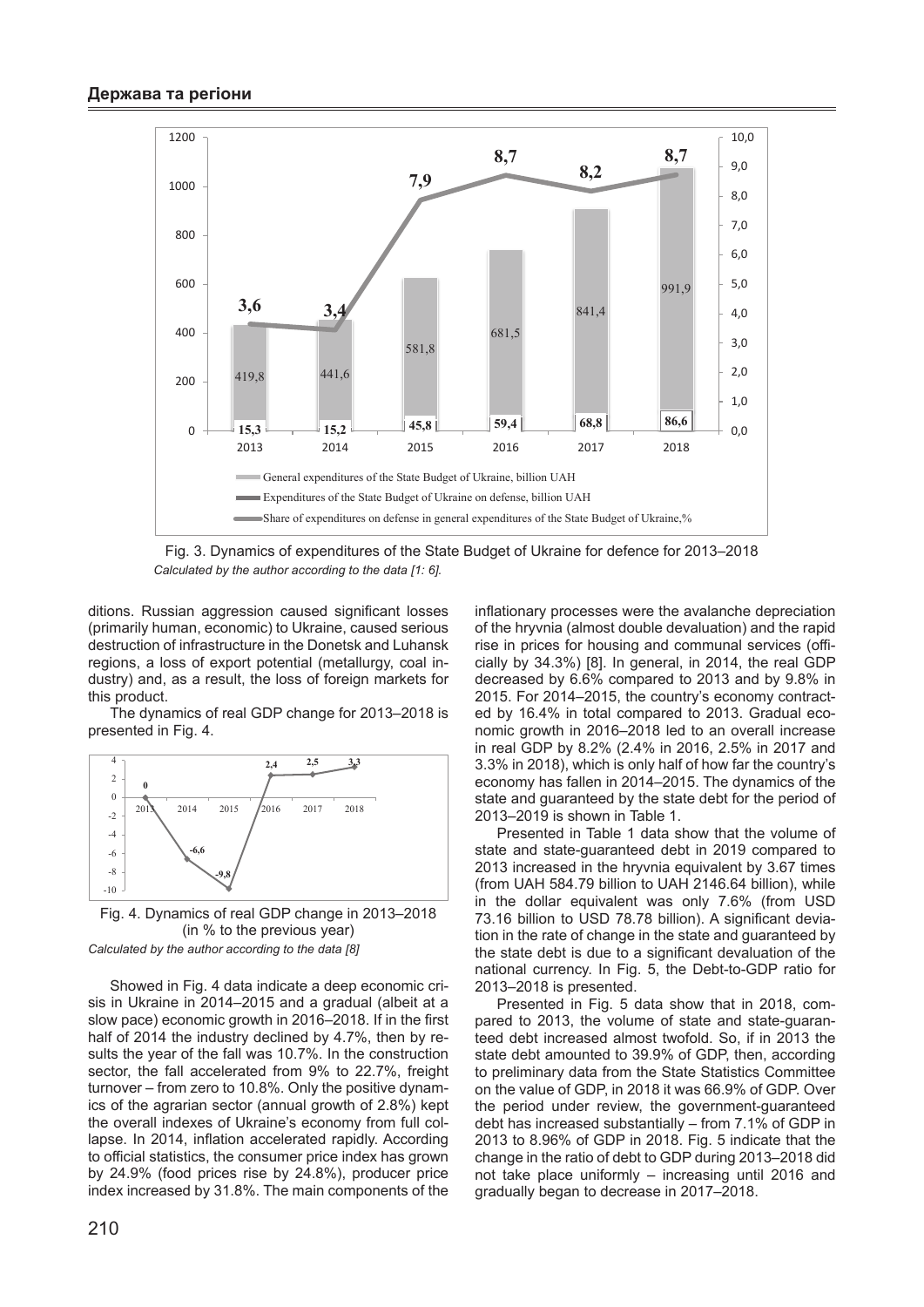Fig. 3. Dynamics of expenditures of the State Budget of Ukraine for defence for 2013–2018

*Calculated by the author according to the data [1: 6].*

ditions. Russian aggression caused significant losses (primarily human, economic) to Ukraine, caused serious destruction of infrastructure in the Donetsk and Luhansk regions, a loss of export potential (metallurgy, coal industry) and, as a result, the loss of foreign markets for this product.

The dynamics of real GDP change for 2013–2018 is presented in Fig. 4.

Fig. 4. Dynamics of real GDP change in 2013–2018 (in % to the previous year)

*Calculated by the author according to the data [8]*

Showed in Fig. 4 data indicate a deep economic crisis in Ukraine in 2014–2015 and a gradual (albeit at a slow pace) economic growth in 2016–2018. If in the first half of 2014 the industry declined by 4.7%, then by results the year of the fall was 10.7%. In the construction sector, the fall accelerated from 9% to 22.7%, freight turnover – from zero to 10.8%. Only the positive dynamics of the agrarian sector (annual growth of 2.8%) kept the overall indexes of Ukraine's economy from full collapse. In 2014, inflation accelerated rapidly. According to official statistics, the consumer price index has grown by 24.9% (food prices rise by 24.8%), producer price index increased by 31.8%. The main components of the inflationary processes were the avalanche depreciation of the hryvnia (almost double devaluation) and the rapid rise in prices for housing and communal services (officially by 34.3%) [8]. In general, in 2014, the real GDP decreased by 6.6% compared to 2013 and by 9.8% in 2015. For 2014–2015, the country's economy contracted by 16.4% in total compared to 2013. Gradual economic growth in 2016–2018 led to an overall increase in real GDP by 8.2% (2.4% in 2016, 2.5% in 2017 and 3.3% in 2018), which is only half of how far the country's economy has fallen in 2014–2015. The dynamics of the state and guaranteed by the state debt for the period of 2013–2019 is shown in Table 1.

Presented in Table 1 data show that the volume of state and state-guaranteed debt in 2019 compared to 2013 increased in the hryvnia equivalent by 3.67 times (from UAH 584.79 billion to UAH 2146.64 billion), while in the dollar equivalent was only 7.6% (from USD 73.16 billion to USD 78.78 billion). A significant deviation in the rate of change in the state and guaranteed by the state debt is due to a significant devaluation of the national currency. In Fig. 5, the Debt-to-GDP ratio for 2013–2018 is presented.

Presented in Fig. 5 data show that in 2018, compared to 2013, the volume of state and state-guaranteed debt increased almost twofold. So, if in 2013 the state debt amounted to 39.9% of GDP, then, according to preliminary data from the State Statistics Committee on the value of GDP, in 2018 it was 66.9% of GDP. Over the period under review, the government-guaranteed debt has increased substantially – from 7.1% of GDP in 2013 to 8.96% of GDP in 2018. Fig. 5 indicate that the change in the ratio of debt to GDP during 2013–2018 did not take place uniformly – increasing until 2016 and gradually began to decrease in 2017–2018.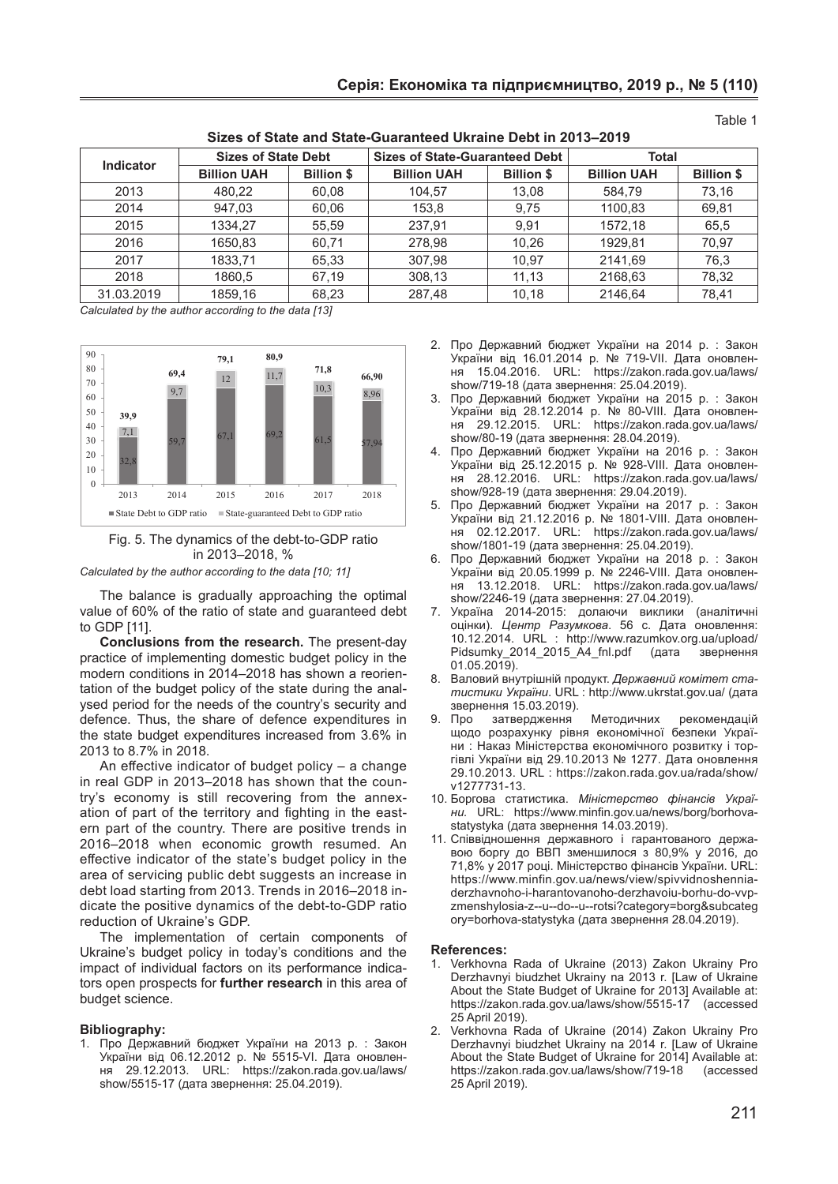Table 1

**Sizes of State and State-Guaranteed Ukraine Debt in 2013–2019**

| Indicator | Sizes of State Debt | | Sizes of State-Guaranteed Debt | | Total | |
|---|---|---|---|---|---|---|
| | Billion UAH | Billion $ | Billion UAH | Billion $ | Billion UAH | Billion $ |
| 2013 | 480,22 | 60,08 | 104,57 | 13,08 | 584,79 | 73,16 |
| 2014 | 947,03 | 60,06 | 153,8 | 9,75 | 1100,83 | 69,81 |
| 2015 | 1334,27 | 55,59 | 237,91 | 9,91 | 1572,18 | 65,5 |
| 2016 | 1650,83 | 60,71 | 278,98 | 10,26 | 1929,81 | 70,97 |
| 2017 | 1833,71 | 65,33 | 307,98 | 10,97 | 2141,69 | 76,3 |
| 2018 | 1860,5 | 67,19 | 308,13 | 11,13 | 2168,63 | 78,32 |
| 31.03.2019 | 1859,16 | 68,23 | 287,48 | 10,18 | 2146,64 | 78,41 |

*Calculated by the author according to the data [13]*

Fig. 5. The dynamics of the debt-to-GDP ratio in 2013–2018, %

*Calculated by the author according to the data [10; 11]*

The balance is gradually approaching the optimal value of 60% of the ratio of state and guaranteed debt to GDP [11].

**Conclusions from the research.** The present-day practice of implementing domestic budget policy in the modern conditions in 2014–2018 has shown a reorientation of the budget policy of the state during the analysed period for the needs of the country's security and defence. Thus, the share of defence expenditures in the state budget expenditures increased from 3.6% in 2013 to 8.7% in 2018.

An effective indicator of budget policy – a change in real GDP in 2013–2018 has shown that the country's economy is still recovering from the annexation of part of the territory and fighting in the eastern part of the country. There are positive trends in 2016–2018 when economic growth resumed. An effective indicator of the state's budget policy in the area of servicing public debt suggests an increase in debt load starting from 2013. Trends in 2016–2018 indicate the positive dynamics of the debt-to-GDP ratio reduction of Ukraine's GDP.

The implementation of certain components of Ukraine's budget policy in today's conditions and the impact of individual factors on its performance indicators open prospects for **further research** in this area of budget science.

**Bibliography:**

1. Про Державний бюджет України на 2013 р. : Закон України від 06.12.2012 р. № 5515-VI. Дата оновлення 29.12.2013. URL: https://zakon.rada.gov.ua/laws/show/5515-17 (дата звернення: 25.04.2019).
2. Про Державний бюджет України на 2014 р. : Закон України від 16.01.2014 р. № 719-VII. Дата оновлення 15.04.2016. URL: https://zakon.rada.gov.ua/laws/show/719-18 (дата звернення: 25.04.2019).
3. Про Державний бюджет України на 2015 р. : Закон України від 28.12.2014 р. № 80-VIII. Дата оновлення 29.12.2015. URL: https://zakon.rada.gov.ua/laws/show/80-19 (дата звернення: 28.04.2019).
4. Про Державний бюджет України на 2016 р. : Закон України від 25.12.2015 р. № 928-VIII. Дата оновлення 28.12.2016. URL: https://zakon.rada.gov.ua/laws/show/928-19 (дата звернення: 29.04.2019).
5. Про Державний бюджет України на 2017 р. : Закон України від 21.12.2016 р. № 1801-VIII. Дата оновлення 02.12.2017. URL: https://zakon.rada.gov.ua/laws/show/1801-19 (дата звернення: 25.04.2019).
6. Про Державний бюджет України на 2018 р. : Закон України від 20.05.1999 р. № 2246-VIII. Дата оновлення 13.12.2018. URL: https://zakon.rada.gov.ua/laws/show/2246-19 (дата звернення: 27.04.2019).
7. Україна 2014-2015: долаючи виклики (аналітичні оцінки). *Центр Разумкова*. 56 с. Дата оновлення: 10.12.2014. URL : http://www.razumkov.org.ua/upload/Pidsumky_2014_2015_A4_fnl.pdf (дата звернення 01.05.2019).
8. Валовий внутрішній продукт. *Державний комітет статистики України*. URL : http://www.ukrstat.gov.ua/ (дата звернення 15.03.2019).
9. Про затвердження Методичних рекомендацій щодо розрахунку рівня економічної безпеки України : Наказ Міністерства економічного розвитку і торгівлі України від 29.10.2013 № 1277. Дата оновлення 29.10.2013. URL : https://zakon.rada.gov.ua/rada/show/v1277731-13.
10. Боргова статистика. *Міністерство фінансів України*. URL: https://www.minfin.gov.ua/news/borg/borhova-statystyka (дата звернення 14.03.2019).
11. Співвідношення державного і гарантованого державою боргу до ВВП зменшилося з 80,9% у 2016, до 71,8% у 2017 році. Міністерство фінансів України. URL: https://www.minfin.gov.ua/news/view/spivvidnoshennia-derzhavnoho-i-harantovanoho-derzhavoiu-borhu-do-vvp-zmenshylosia-z--u--do--u--rotsi?category=borg&subcategory=borhova-statystyka (дата звернення 28.04.2019).

**References:**

1. Verkhovna Rada of Ukraine (2013) Zakon Ukrainy Pro Derzhavnyi biudzhet Ukrainy na 2013 r. [Law of Ukraine About the State Budget of Ukraine for 2013] Available at: https://zakon.rada.gov.ua/laws/show/5515-17 (accessed 25 April 2019).
2. Verkhovna Rada of Ukraine (2014) Zakon Ukrainy Pro Derzhavnyi biudzhet Ukrainy na 2014 r. [Law of Ukraine About the State Budget of Ukraine for 2014] Available at: https://zakon.rada.gov.ua/laws/show/719-18 (accessed 25 April 2019).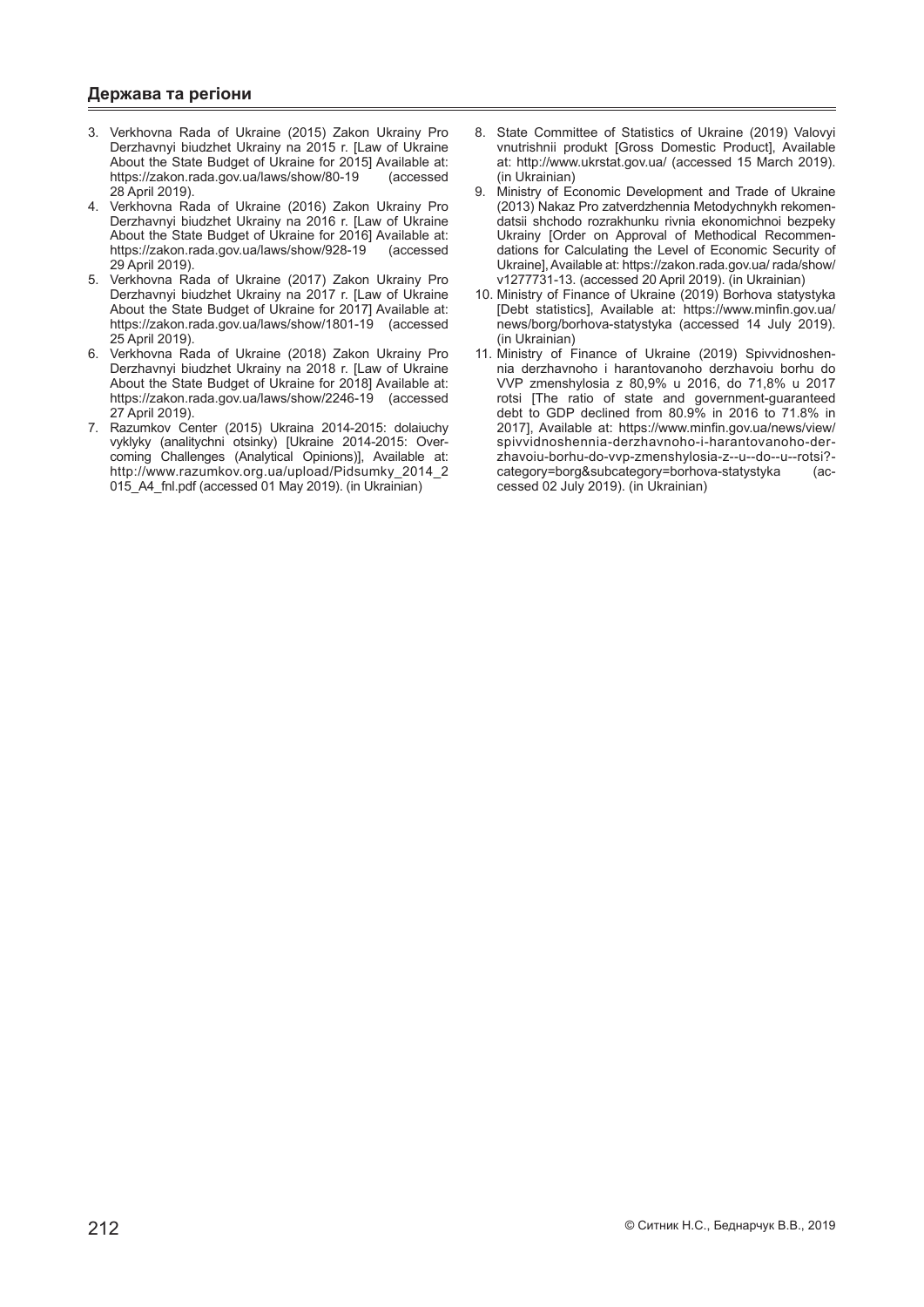3. Verkhovna Rada of Ukraine (2015) Zakon Ukrainy Pro Derzhavnyi biudzhet Ukrainy na 2015 r. [Law of Ukraine About the State Budget of Ukraine for 2015] Available at: https://zakon.rada.gov.ua/laws/show/80-19 (accessed 28 April 2019).
4. Verkhovna Rada of Ukraine (2016) Zakon Ukrainy Pro Derzhavnyi biudzhet Ukrainy na 2016 r. [Law of Ukraine About the State Budget of Ukraine for 2016] Available at: https://zakon.rada.gov.ua/laws/show/928-19 (accessed 29 April 2019).
5. Verkhovna Rada of Ukraine (2017) Zakon Ukrainy Pro Derzhavnyi biudzhet Ukrainy na 2017 r. [Law of Ukraine About the State Budget of Ukraine for 2017] Available at: https://zakon.rada.gov.ua/laws/show/1801-19 (accessed 25 April 2019).
6. Verkhovna Rada of Ukraine (2018) Zakon Ukrainy Pro Derzhavnyi biudzhet Ukrainy na 2018 r. [Law of Ukraine About the State Budget of Ukraine for 2018] Available at: https://zakon.rada.gov.ua/laws/show/2246-19 (accessed 27 April 2019).
7. Razumkov Center (2015) Ukraina 2014-2015: dolaiuchy vyklyky (analitychni otsinky) [Ukraine 2014-2015: Overcoming Challenges (Analytical Opinions)], Available at: http://www.razumkov.org.ua/upload/Pidsumky_2014_2015_A4_fnl.pdf (accessed 01 May 2019). (in Ukrainian)
8. State Committee of Statistics of Ukraine (2019) Valovyi vnutrishnii produkt [Gross Domestic Product], Available at: http://www.ukrstat.gov.ua/ (accessed 15 March 2019). (in Ukrainian)
9. Ministry of Economic Development and Trade of Ukraine (2013) Nakaz Pro zatverdzhennia Metodychnykh rekomendatsii shchodo rozrakhunku rivnia ekonomichnoi bezpeky Ukrainy [Order on Approval of Methodical Recommendations for Calculating the Level of Economic Security of Ukraine], Available at: https://zakon.rada.gov.ua/ rada/show/v1277731-13. (accessed 20 April 2019). (in Ukrainian)
10. Ministry of Finance of Ukraine (2019) Borhova statystyka [Debt statistics], Available at: https://www.minfin.gov.ua/news/borg/borhova-statystyka (accessed 14 July 2019). (in Ukrainian)
11. Ministry of Finance of Ukraine (2019) Spivvidnoshennia derzhavnoho i harantovanoho derzhavoiu borhu do VVP zmenshylosia z 80,9% u 2016, do 71,8% u 2017 rotsi [The ratio of state and government-guaranteed debt to GDP declined from 80.9% in 2016 to 71.8% in 2017], Available at: https://www.minfin.gov.ua/news/view/spivvidnoshennia-derzhavnoho-i-harantovanoho-derzhavoiu-borhu-do-vvp-zmenshylosia-z--u--do--u--rotsi?-category=borg&subcategory=borhova-statystyka (accessed 02 July 2019). (in Ukrainian)

© Ситник Н.С., Беднарчук В.В., 2019